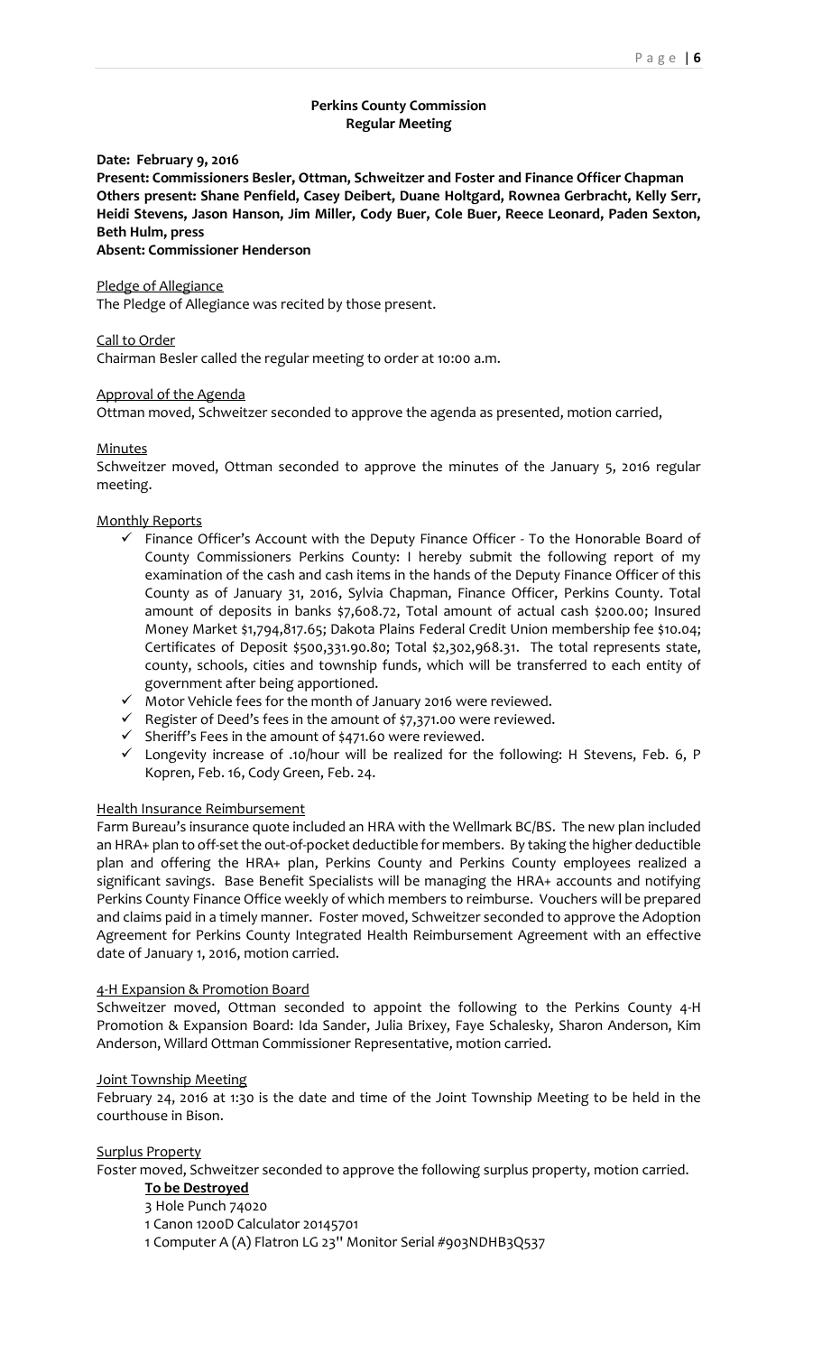## Perkins County Commission
### Regular Meeting

**Date: February 9, 2016**
**Present: Commissioners Besler, Ottman, Schweitzer and Foster and Finance Officer Chapman**
**Others present: Shane Penfield, Casey Deibert, Duane Holtgard, Rownea Gerbracht, Kelly Serr, Heidi Stevens, Jason Hanson, Jim Miller, Cody Buer, Cole Buer, Reece Leonard, Paden Sexton, Beth Hulm, press**
**Absent: Commissioner Henderson**

Pledge of Allegiance
The Pledge of Allegiance was recited by those present.

Call to Order
Chairman Besler called the regular meeting to order at 10:00 a.m.

Approval of the Agenda
Ottman moved, Schweitzer seconded to approve the agenda as presented, motion carried,

Minutes
Schweitzer moved, Ottman seconded to approve the minutes of the January 5, 2016 regular meeting.

Monthly Reports
- ✓ Finance Officer's Account with the Deputy Finance Officer - To the Honorable Board of County Commissioners Perkins County: I hereby submit the following report of my examination of the cash and cash items in the hands of the Deputy Finance Officer of this County as of January 31, 2016, Sylvia Chapman, Finance Officer, Perkins County. Total amount of deposits in banks $7,608.72, Total amount of actual cash $200.00; Insured Money Market $1,794,817.65; Dakota Plains Federal Credit Union membership fee $10.04; Certificates of Deposit $500,331.90.80; Total $2,302,968.31. The total represents state, county, schools, cities and township funds, which will be transferred to each entity of government after being apportioned.
- ✓ Motor Vehicle fees for the month of January 2016 were reviewed.
- ✓ Register of Deed's fees in the amount of $7,371.00 were reviewed.
- ✓ Sheriff's Fees in the amount of $471.60 were reviewed.
- ✓ Longevity increase of .10/hour will be realized for the following: H Stevens, Feb. 6, P Kopren, Feb. 16, Cody Green, Feb. 24.

Health Insurance Reimbursement
Farm Bureau's insurance quote included an HRA with the Wellmark BC/BS. The new plan included an HRA+ plan to off-set the out-of-pocket deductible for members. By taking the higher deductible plan and offering the HRA+ plan, Perkins County and Perkins County employees realized a significant savings. Base Benefit Specialists will be managing the HRA+ accounts and notifying Perkins County Finance Office weekly of which members to reimburse. Vouchers will be prepared and claims paid in a timely manner. Foster moved, Schweitzer seconded to approve the Adoption Agreement for Perkins County Integrated Health Reimbursement Agreement with an effective date of January 1, 2016, motion carried.

4-H Expansion & Promotion Board
Schweitzer moved, Ottman seconded to appoint the following to the Perkins County 4-H Promotion & Expansion Board: Ida Sander, Julia Brixey, Faye Schalesky, Sharon Anderson, Kim Anderson, Willard Ottman Commissioner Representative, motion carried.

Joint Township Meeting
February 24, 2016 at 1:30 is the date and time of the Joint Township Meeting to be held in the courthouse in Bison.

Surplus Property
Foster moved, Schweitzer seconded to approve the following surplus property, motion carried.

**To be Destroyed**
3 Hole Punch 74020
1 Canon 1200D Calculator 20145701
1 Computer A (A) Flatron LG 23" Monitor Serial #903NDHB3Q537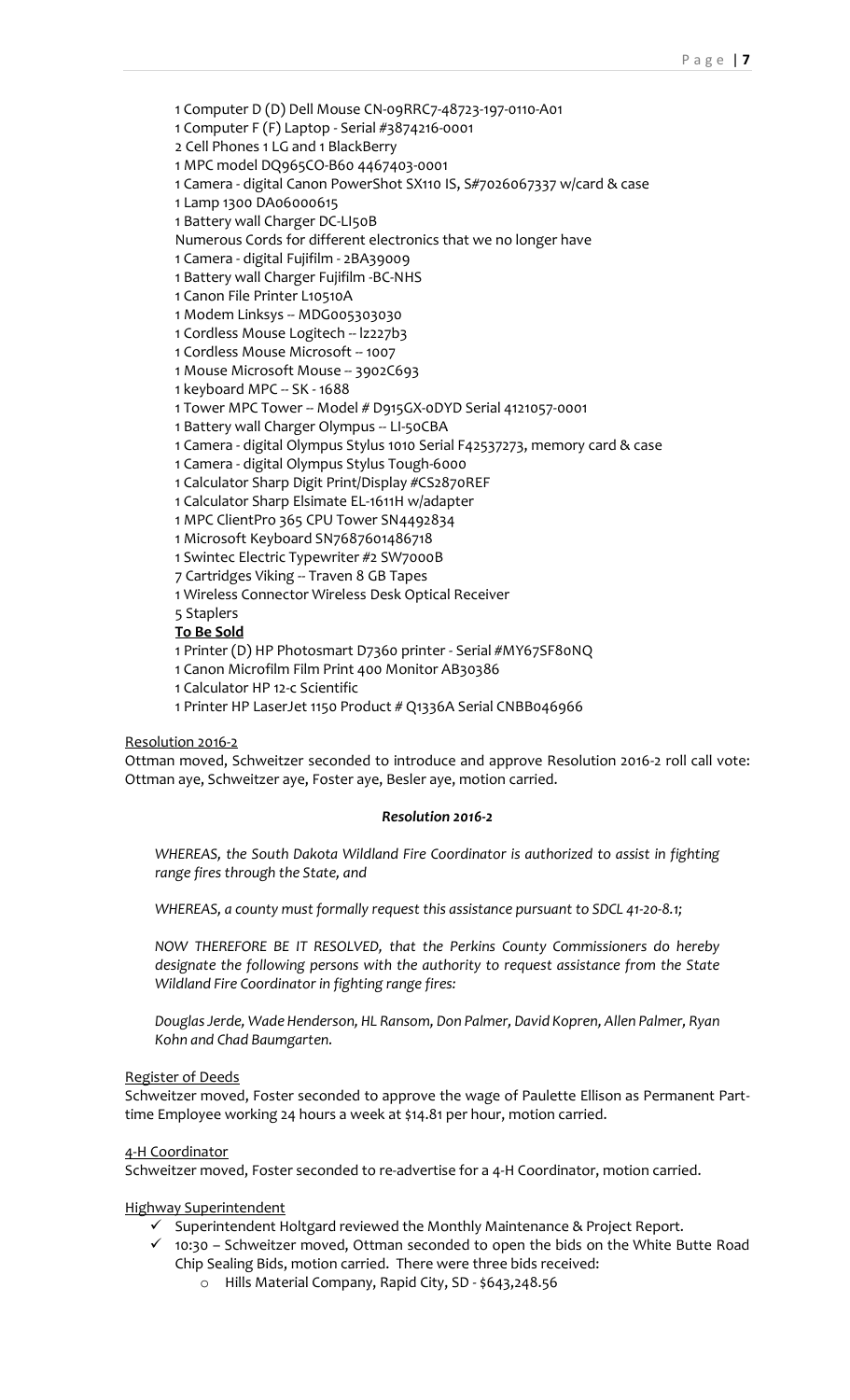1 Computer D (D) Dell Mouse CN-09RRC7-48723-197-0110-A01
1 Computer F (F) Laptop - Serial #3874216-0001
2 Cell Phones 1 LG and 1 BlackBerry
1 MPC model DQ965CO-B60 4467403-0001
1 Camera - digital Canon PowerShot SX110 IS, S#7026067337 w/card & case
1 Lamp 1300 DA06000615
1 Battery wall Charger DC-LI50B
Numerous Cords for different electronics that we no longer have
1 Camera - digital Fujifilm - 2BA39009
1 Battery wall Charger Fujifilm -BC-NHS
1 Canon File Printer L10510A
1 Modem Linksys -- MDG005303030
1 Cordless Mouse Logitech -- lz227b3
1 Cordless Mouse Microsoft -- 1007
1 Mouse Microsoft Mouse -- 3902C693
1 keyboard MPC -- SK - 1688
1 Tower MPC Tower -- Model # D915GX-0DYD Serial 4121057-0001
1 Battery wall Charger Olympus -- LI-50CBA
1 Camera - digital Olympus Stylus 1010 Serial F42537273, memory card & case
1 Camera - digital Olympus Stylus Tough-6000
1 Calculator Sharp Digit Print/Display #CS2870REF
1 Calculator Sharp Elsimate EL-1611H w/adapter
1 MPC ClientPro 365 CPU Tower SN4492834
1 Microsoft Keyboard SN7687601486718
1 Swintec Electric Typewriter #2 SW7000B
7 Cartridges Viking -- Traven 8 GB Tapes
1 Wireless Connector Wireless Desk Optical Receiver
5 Staplers

**To Be Sold**

1 Printer (D) HP Photosmart D7360 printer - Serial #MY67SF80NQ
1 Canon Microfilm Film Print 400 Monitor AB30386
1 Calculator HP 12-c Scientific
1 Printer HP LaserJet 1150 Product # Q1336A Serial CNBB046966

Resolution 2016-2

Ottman moved, Schweitzer seconded to introduce and approve Resolution 2016-2 roll call vote: Ottman aye, Schweitzer aye, Foster aye, Besler aye, motion carried.

***Resolution 2016-2***

*WHEREAS, the South Dakota Wildland Fire Coordinator is authorized to assist in fighting range fires through the State, and*

*WHEREAS, a county must formally request this assistance pursuant to SDCL 41-20-8.1;*

*NOW THEREFORE BE IT RESOLVED, that the Perkins County Commissioners do hereby designate the following persons with the authority to request assistance from the State Wildland Fire Coordinator in fighting range fires:*

*Douglas Jerde, Wade Henderson, HL Ransom, Don Palmer, David Kopren, Allen Palmer, Ryan Kohn and Chad Baumgarten.*

Register of Deeds

Schweitzer moved, Foster seconded to approve the wage of Paulette Ellison as Permanent Part-time Employee working 24 hours a week at $14.81 per hour, motion carried.

4-H Coordinator

Schweitzer moved, Foster seconded to re-advertise for a 4-H Coordinator, motion carried.

Highway Superintendent

- ✓ Superintendent Holtgard reviewed the Monthly Maintenance & Project Report.
- ✓ 10:30 – Schweitzer moved, Ottman seconded to open the bids on the White Butte Road Chip Sealing Bids, motion carried. There were three bids received:
  - Hills Material Company, Rapid City, SD - $643,248.56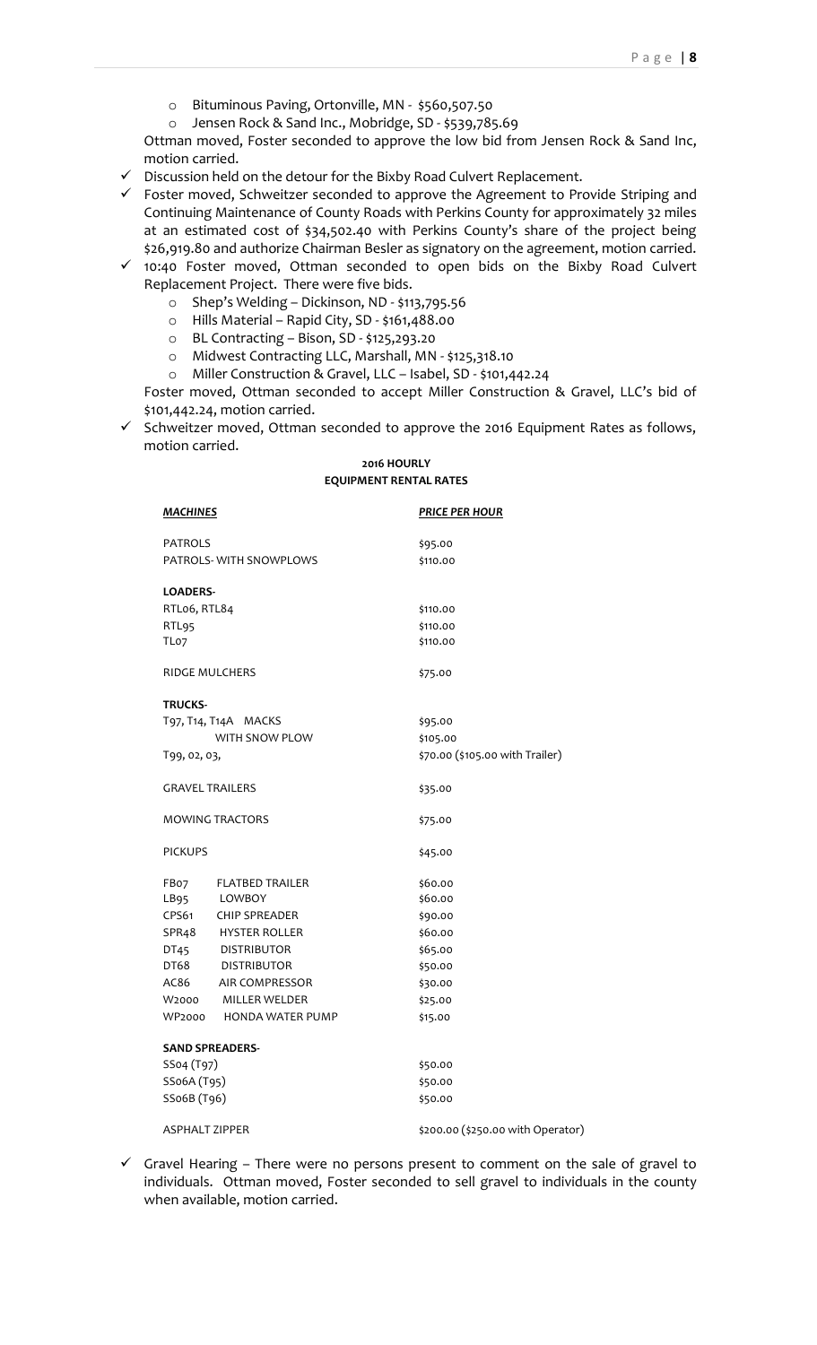- Bituminous Paving, Ortonville, MN - $560,507.50
  - Jensen Rock & Sand Inc., Mobridge, SD - $539,785.69

  Ottman moved, Foster seconded to approve the low bid from Jensen Rock & Sand Inc, motion carried.

- ✓ Discussion held on the detour for the Bixby Road Culvert Replacement.
- ✓ Foster moved, Schweitzer seconded to approve the Agreement to Provide Striping and Continuing Maintenance of County Roads with Perkins County for approximately 32 miles at an estimated cost of $34,502.40 with Perkins County's share of the project being $26,919.80 and authorize Chairman Besler as signatory on the agreement, motion carried.
- ✓ 10:40 Foster moved, Ottman seconded to open bids on the Bixby Road Culvert Replacement Project. There were five bids.
  - Shep's Welding – Dickinson, ND - $113,795.56
  - Hills Material – Rapid City, SD - $161,488.00
  - BL Contracting – Bison, SD - $125,293.20
  - Midwest Contracting LLC, Marshall, MN - $125,318.10
  - Miller Construction & Gravel, LLC – Isabel, SD - $101,442.24

  Foster moved, Ottman seconded to accept Miller Construction & Gravel, LLC's bid of $101,442.24, motion carried.

- ✓ Schweitzer moved, Ottman seconded to approve the 2016 Equipment Rates as follows, motion carried.

**2016 HOURLY**
**EQUIPMENT RENTAL RATES**

| ***MACHINES*** | ***PRICE PER HOUR*** |
|---|---|
| PATROLS | $95.00 |
| PATROLS- WITH SNOWPLOWS | $110.00 |
| **LOADERS-** | |
| RTL06, RTL84 | $110.00 |
| RTL95 | $110.00 |
| TL07 | $110.00 |
| RIDGE MULCHERS | $75.00 |
| **TRUCKS-** | |
| T97, T14, T14A MACKS | $95.00 |
| WITH SNOW PLOW | $105.00 |
| T99, 02, 03, | $70.00 ($105.00 with Trailer) |
| GRAVEL TRAILERS | $35.00 |
| MOWING TRACTORS | $75.00 |
| PICKUPS | $45.00 |
| FB07 FLATBED TRAILER | $60.00 |
| LB95 LOWBOY | $60.00 |
| CPS61 CHIP SPREADER | $90.00 |
| SPR48 HYSTER ROLLER | $60.00 |
| DT45 DISTRIBUTOR | $65.00 |
| DT68 DISTRIBUTOR | $50.00 |
| AC86 AIR COMPRESSOR | $30.00 |
| W2000 MILLER WELDER | $25.00 |
| WP2000 HONDA WATER PUMP | $15.00 |
| **SAND SPREADERS-** | |
| SS04 (T97) | $50.00 |
| SS06A (T95) | $50.00 |
| SS06B (T96) | $50.00 |
| ASPHALT ZIPPER | $200.00 ($250.00 with Operator) |

- ✓ Gravel Hearing – There were no persons present to comment on the sale of gravel to individuals. Ottman moved, Foster seconded to sell gravel to individuals in the county when available, motion carried.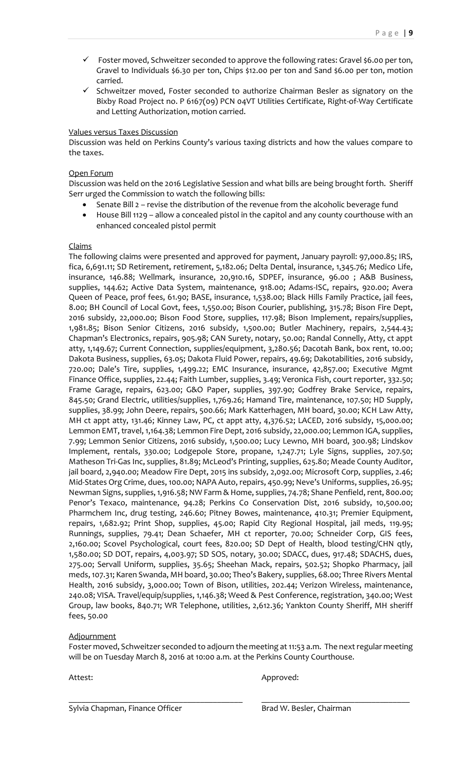- ✓ Foster moved, Schweitzer seconded to approve the following rates: Gravel $6.00 per ton, Gravel to Individuals $6.30 per ton, Chips $12.00 per ton and Sand $6.00 per ton, motion carried.
- ✓ Schweitzer moved, Foster seconded to authorize Chairman Besler as signatory on the Bixby Road Project no. P 6167(09) PCN 04VT Utilities Certificate, Right-of-Way Certificate and Letting Authorization, motion carried.

Values versus Taxes Discussion

Discussion was held on Perkins County's various taxing districts and how the values compare to the taxes.

Open Forum

Discussion was held on the 2016 Legislative Session and what bills are being brought forth. Sheriff Serr urged the Commission to watch the following bills:

- Senate Bill 2 – revise the distribution of the revenue from the alcoholic beverage fund
- House Bill 1129 – allow a concealed pistol in the capitol and any county courthouse with an enhanced concealed pistol permit

Claims

The following claims were presented and approved for payment, January payroll: 97,000.85; IRS, fica, 6,691.11; SD Retirement, retirement, 5,182.06; Delta Dental, insurance, 1,345.76; Medico Life, insurance, 146.88; Wellmark, insurance, 20,910.16, SDPEF, insurance, 96.00 ; A&B Business, supplies, 144.62; Active Data System, maintenance, 918.00; Adams-ISC, repairs, 920.00; Avera Queen of Peace, prof fees, 61.90; BASE, insurance, 1,538.00; Black Hills Family Practice, jail fees, 8.00; BH Council of Local Govt, fees, 1,550.00; Bison Courier, publishing, 315.78; Bison Fire Dept, 2016 subsidy, 22,000.00; Bison Food Store, supplies, 117.98; Bison Implement, repairs/supplies, 1,981.85; Bison Senior Citizens, 2016 subsidy, 1,500.00; Butler Machinery, repairs, 2,544.43; Chapman's Electronics, repairs, 905.98; CAN Surety, notary, 50.00; Randal Connelly, Atty, ct appt atty, 1,149.67; Current Connection, supplies/equipment, 3,280.56; Dacotah Bank, box rent, 10.00; Dakota Business, supplies, 63.05; Dakota Fluid Power, repairs, 49.69; Dakotabilities, 2016 subsidy, 720.00; Dale's Tire, supplies, 1,499.22; EMC Insurance, insurance, 42,857.00; Executive Mgmt Finance Office, supplies, 22.44; Faith Lumber, supplies, 3.49; Veronica Fish, court reporter, 332.50; Frame Garage, repairs, 623.00; G&O Paper, supplies, 397.90; Godfrey Brake Service, repairs, 845.50; Grand Electric, utilities/supplies, 1,769.26; Hamand Tire, maintenance, 107.50; HD Supply, supplies, 38.99; John Deere, repairs, 500.66; Mark Katterhagen, MH board, 30.00; KCH Law Atty, MH ct appt atty, 131.46; Kinney Law, PC, ct appt atty, 4,376.52; LACED, 2016 subsidy, 15,000.00; Lemmon EMT, travel, 1,164.38; Lemmon Fire Dept, 2016 subsidy, 22,000.00; Lemmon IGA, supplies, 7.99; Lemmon Senior Citizens, 2016 subsidy, 1,500.00; Lucy Lewno, MH board, 300.98; Lindskov Implement, rentals, 330.00; Lodgepole Store, propane, 1,247.71; Lyle Signs, supplies, 207.50; Matheson Tri-Gas Inc, supplies, 81.89; McLeod's Printing, supplies, 625.80; Meade County Auditor, jail board, 2,940.00; Meadow Fire Dept, 2015 ins subsidy, 2,092.00; Microsoft Corp, supplies, 2.46; Mid-States Org Crime, dues, 100.00; NAPA Auto, repairs, 450.99; Neve's Uniforms, supplies, 26.95; Newman Signs, supplies, 1,916.58; NW Farm & Home, supplies, 74.78; Shane Penfield, rent, 800.00; Penor's Texaco, maintenance, 94.28; Perkins Co Conservation Dist, 2016 subsidy, 10,500.00; Pharmchem Inc, drug testing, 246.60; Pitney Bowes, maintenance, 410.31; Premier Equipment, repairs, 1,682.92; Print Shop, supplies, 45.00; Rapid City Regional Hospital, jail meds, 119.95; Runnings, supplies, 79.41; Dean Schaefer, MH ct reporter, 70.00; Schneider Corp, GIS fees, 2,160.00; Scovel Psychological, court fees, 820.00; SD Dept of Health, blood testing/CHN qtly, 1,580.00; SD DOT, repairs, 4,003.97; SD SOS, notary, 30.00; SDACC, dues, 917.48; SDACHS, dues, 275.00; Servall Uniform, supplies, 35.65; Sheehan Mack, repairs, 502.52; Shopko Pharmacy, jail meds, 107.31; Karen Swanda, MH board, 30.00; Theo's Bakery, supplies, 68.00; Three Rivers Mental Health, 2016 subsidy, 3,000.00; Town of Bison, utilities, 202.44; Verizon Wireless, maintenance, 240.08; VISA. Travel/equip/supplies, 1,146.38; Weed & Pest Conference, registration, 340.00; West Group, law books, 840.71; WR Telephone, utilities, 2,612.36; Yankton County Sheriff, MH sheriff fees, 50.00

Adjournment

Foster moved, Schweitzer seconded to adjourn the meeting at 11:53 a.m. The next regular meeting will be on Tuesday March 8, 2016 at 10:00 a.m. at the Perkins County Courthouse.

Attest: Approved:

\_\_\_\_\_\_\_\_\_\_\_\_\_\_\_\_\_\_\_\_\_\_\_\_\_\_\_\_\_\_\_\_\_\_ \_\_\_\_\_\_\_\_\_\_\_\_\_\_\_\_\_\_\_\_\_\_\_\_\_\_\_\_\_\_\_\_\_\_

Sylvia Chapman, Finance Officer Brad W. Besler, Chairman